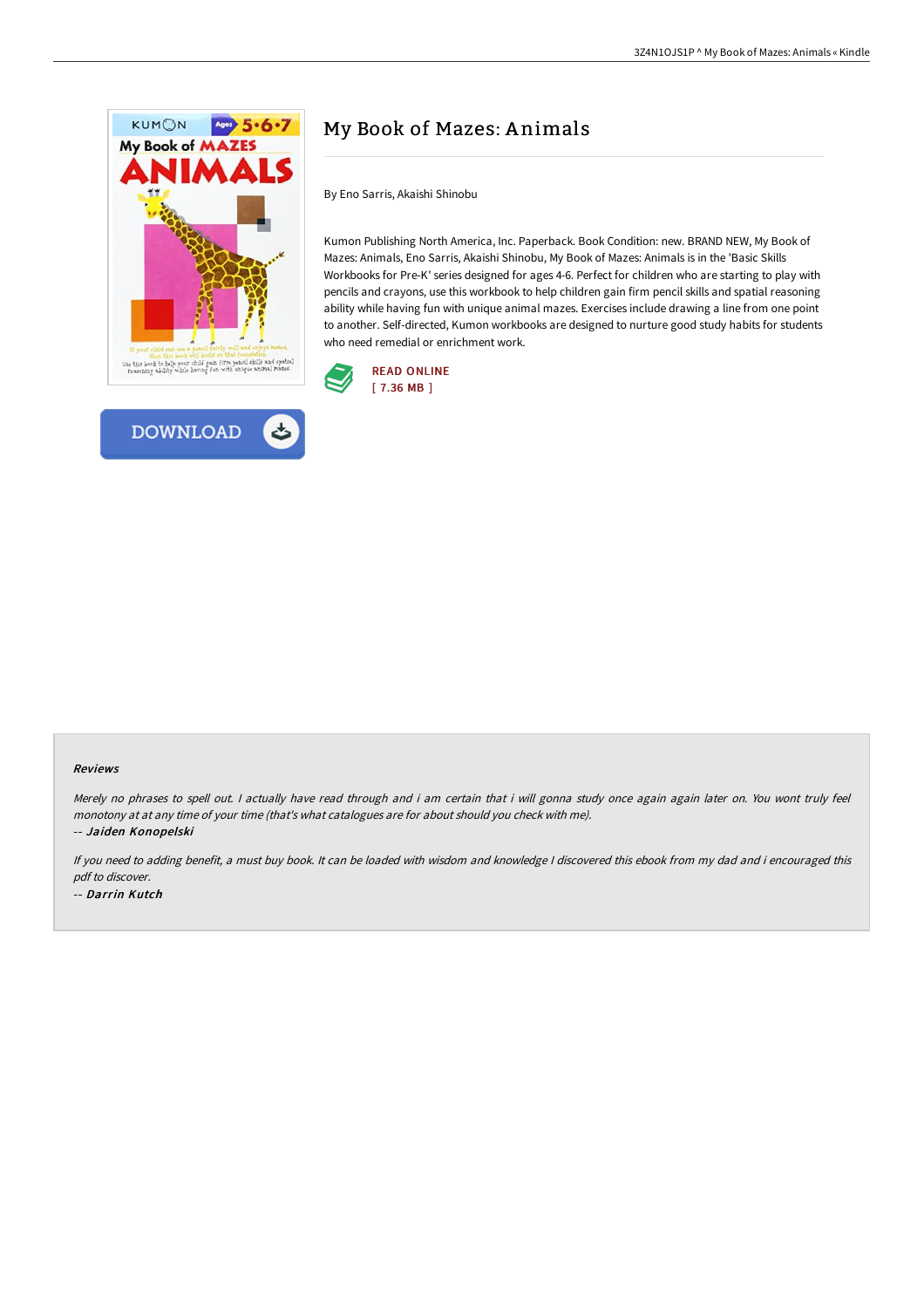# My Book of Mazes: Animals

By Eno Sarris, Akaishi Shinobu

Kumon Publishing North America, Inc. Paperback. Book Condition: new. BRAND NEW, My Book of Mazes: Animals, Eno Sarris, Akaishi Shinobu, My Book of Mazes: Animals is in the 'Basic Skills Workbooks for Pre-K' series designed for ages 4-6. Perfect for children who are starting to play with pencils and crayons, use this workbook to help children gain firm pencil skills and spatial reasoning ability while having fun with unique animal mazes. Exercises include drawing a line from one point to another. Self-directed, Kumon workbooks are designed to nurture good study habits for students who need remedial or enrichment work.

READ ONLINE
[ 7.36 MB ]

DOWNLOAD

### Reviews

*Merely no phrases to spell out. I actually have read through and i am certain that i will gonna study once again again later on. You wont truly feel monotony at at any time of your time (that's what catalogues are for about should you check with me).*

-- ***Jaiden Konopelski***

*If you need to adding benefit, a must buy book. It can be loaded with wisdom and knowledge I discovered this ebook from my dad and i encouraged this pdf to discover.*

-- ***Darrin Kutch***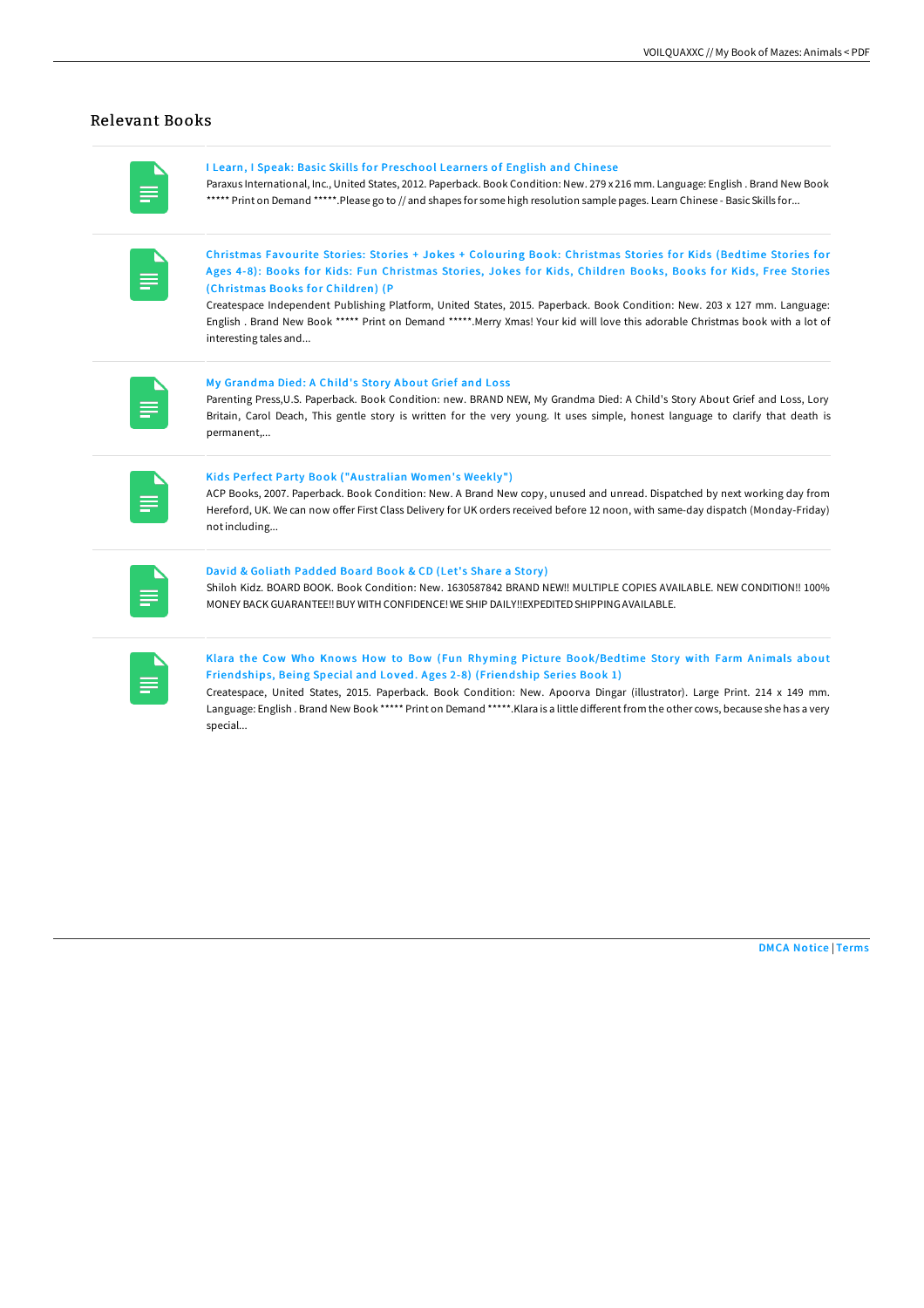## Relevant Books

**I Learn, I Speak: Basic Skills for Preschool Learners of English and Chinese**

Paraxus International, Inc., United States, 2012. Paperback. Book Condition: New. 279 x 216 mm. Language: English . Brand New Book ***** Print on Demand *****.Please go to // and shapes for some high resolution sample pages. Learn Chinese - Basic Skills for...

**Christmas Favourite Stories: Stories + Jokes + Colouring Book: Christmas Stories for Kids (Bedtime Stories for Ages 4-8): Books for Kids: Fun Christmas Stories, Jokes for Kids, Children Books, Books for Kids, Free Stories (Christmas Books for Children) (P**

Createspace Independent Publishing Platform, United States, 2015. Paperback. Book Condition: New. 203 x 127 mm. Language: English . Brand New Book ***** Print on Demand *****.Merry Xmas! Your kid will love this adorable Christmas book with a lot of interesting tales and...

**My Grandma Died: A Child's Story About Grief and Loss**

Parenting Press,U.S. Paperback. Book Condition: new. BRAND NEW, My Grandma Died: A Child's Story About Grief and Loss, Lory Britain, Carol Deach, This gentle story is written for the very young. It uses simple, honest language to clarify that death is permanent,...

**Kids Perfect Party Book ("Australian Women's Weekly")**

ACP Books, 2007. Paperback. Book Condition: New. A Brand New copy, unused and unread. Dispatched by next working day from Hereford, UK. We can now offer First Class Delivery for UK orders received before 12 noon, with same-day dispatch (Monday-Friday) not including...

**David & Goliath Padded Board Book & CD (Let's Share a Story)**

Shiloh Kidz. BOARD BOOK. Book Condition: New. 1630587842 BRAND NEW!! MULTIPLE COPIES AVAILABLE. NEW CONDITION!! 100% MONEY BACK GUARANTEE!! BUY WITH CONFIDENCE! WE SHIP DAILY!!EXPEDITED SHIPPING AVAILABLE.

**Klara the Cow Who Knows How to Bow (Fun Rhyming Picture Book/Bedtime Story with Farm Animals about Friendships, Being Special and Loved. Ages 2-8) (Friendship Series Book 1)**

Createspace, United States, 2015. Paperback. Book Condition: New. Apoorva Dingar (illustrator). Large Print. 214 x 149 mm. Language: English . Brand New Book ***** Print on Demand *****.Klara is a little different from the other cows, because she has a very special...